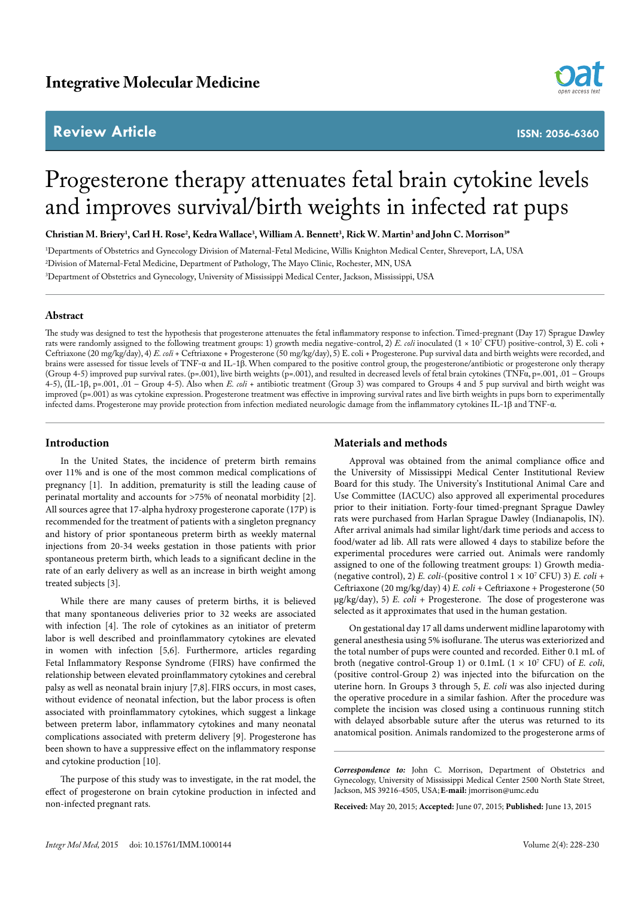Integrative Molecular Medicine

Review Article

ISSN: 2056-6360

# Progesterone therapy attenuates fetal brain cytokine levels and improves survival/birth weights in infected rat pups

**Christian M. Briery[1], Carl H. Rose[2], Kedra Wallace[3], William A. Bennett[3], Rick W. Martin[3] and John C. Morrison[3*]**

[1]Departments of Obstetrics and Gynecology Division of Maternal-Fetal Medicine, Willis Knighton Medical Center, Shreveport, LA, USA

[2]Division of Maternal-Fetal Medicine, Department of Pathology, The Mayo Clinic, Rochester, MN, USA

[3]Department of Obstetrics and Gynecology, University of Mississippi Medical Center, Jackson, Mississippi, USA

## Abstract

The study was designed to test the hypothesis that progesterone attenuates the fetal inflammatory response to infection. Timed-pregnant (Day 17) Sprague Dawley rats were randomly assigned to the following treatment groups: 1) growth media negative-control, 2) *E. coli* inoculated ($1 \times 10^7$ CFU) positive-control, 3) E. coli + Ceftriaxone (20 mg/kg/day), 4) *E. coli* + Ceftriaxone + Progesterone (50 mg/kg/day), 5) E. coli + Progesterone. Pup survival data and birth weights were recorded, and brains were assessed for tissue levels of TNF-α and IL-1β. When compared to the positive control group, the progesterone/antibiotic or progesterone only therapy (Group 4-5) improved pup survival rates. (p=.001), live birth weights (p=.001), and resulted in decreased levels of fetal brain cytokines (TNFα, p=.001, .01 – Groups 4-5), (IL-1β, p=.001, .01 – Group 4-5). Also when *E. coli* + antibiotic treatment (Group 3) was compared to Groups 4 and 5 pup survival and birth weight was improved (p=.001) as was cytokine expression. Progesterone treatment was effective in improving survival rates and live birth weights in pups born to experimentally infected dams. Progesterone may provide protection from infection mediated neurologic damage from the inflammatory cytokines IL-1β and TNF-α.

## Introduction

In the United States, the incidence of preterm birth remains over 11% and is one of the most common medical complications of pregnancy [1]. In addition, prematurity is still the leading cause of perinatal mortality and accounts for >75% of neonatal morbidity [2]. All sources agree that 17-alpha hydroxy progesterone caporate (17P) is recommended for the treatment of patients with a singleton pregnancy and history of prior spontaneous preterm birth as weekly maternal injections from 20-34 weeks gestation in those patients with prior spontaneous preterm birth, which leads to a significant decline in the rate of an early delivery as well as an increase in birth weight among treated subjects [3].

While there are many causes of preterm births, it is believed that many spontaneous deliveries prior to 32 weeks are associated with infection [4]. The role of cytokines as an initiator of preterm labor is well described and proinflammatory cytokines are elevated in women with infection [5,6]. Furthermore, articles regarding Fetal Inflammatory Response Syndrome (FIRS) have confirmed the relationship between elevated proinflammatory cytokines and cerebral palsy as well as neonatal brain injury [7,8]. FIRS occurs, in most cases, without evidence of neonatal infection, but the labor process is often associated with proinflammatory cytokines, which suggest a linkage between preterm labor, inflammatory cytokines and many neonatal complications associated with preterm delivery [9]. Progesterone has been shown to have a suppressive effect on the inflammatory response and cytokine production [10].

The purpose of this study was to investigate, in the rat model, the effect of progesterone on brain cytokine production in infected and non-infected pregnant rats.

## Materials and methods

Approval was obtained from the animal compliance office and the University of Mississippi Medical Center Institutional Review Board for this study. The University's Institutional Animal Care and Use Committee (IACUC) also approved all experimental procedures prior to their initiation. Forty-four timed-pregnant Sprague Dawley rats were purchased from Harlan Sprague Dawley (Indianapolis, IN). After arrival animals had similar light/dark time periods and access to food/water ad lib. All rats were allowed 4 days to stabilize before the experimental procedures were carried out. Animals were randomly assigned to one of the following treatment groups: 1) Growth media- (negative control), 2) *E. coli*-(positive control $1 \times 10^7$ CFU) 3) *E. coli* + Ceftriaxone (20 mg/kg/day) 4) *E. coli* + Ceftriaxone + Progesterone (50 μg/kg/day), 5) *E. coli* + Progesterone. The dose of progesterone was selected as it approximates that used in the human gestation.

On gestational day 17 all dams underwent midline laparotomy with general anesthesia using 5% isoflurane. The uterus was exteriorized and the total number of pups were counted and recorded. Either 0.1 mL of broth (negative control-Group 1) or 0.1mL ($1 \times 10^7$ CFU) of *E. coli*, (positive control-Group 2) was injected into the bifurcation on the uterine horn. In Groups 3 through 5, *E. coli* was also injected during the operative procedure in a similar fashion. After the procedure was complete the incision was closed using a continuous running stitch with delayed absorbable suture after the uterus was returned to its anatomical position. Animals randomized to the progesterone arms of

***Correspondence to:*** John C. Morrison, Department of Obstetrics and Gynecology, University of Mississippi Medical Center 2500 North State Street, Jackson, MS 39216-4505, USA; **E-mail:** jmorrison@umc.edu

**Received:** May 20, 2015; **Accepted:** June 07, 2015; **Published:** June 13, 2015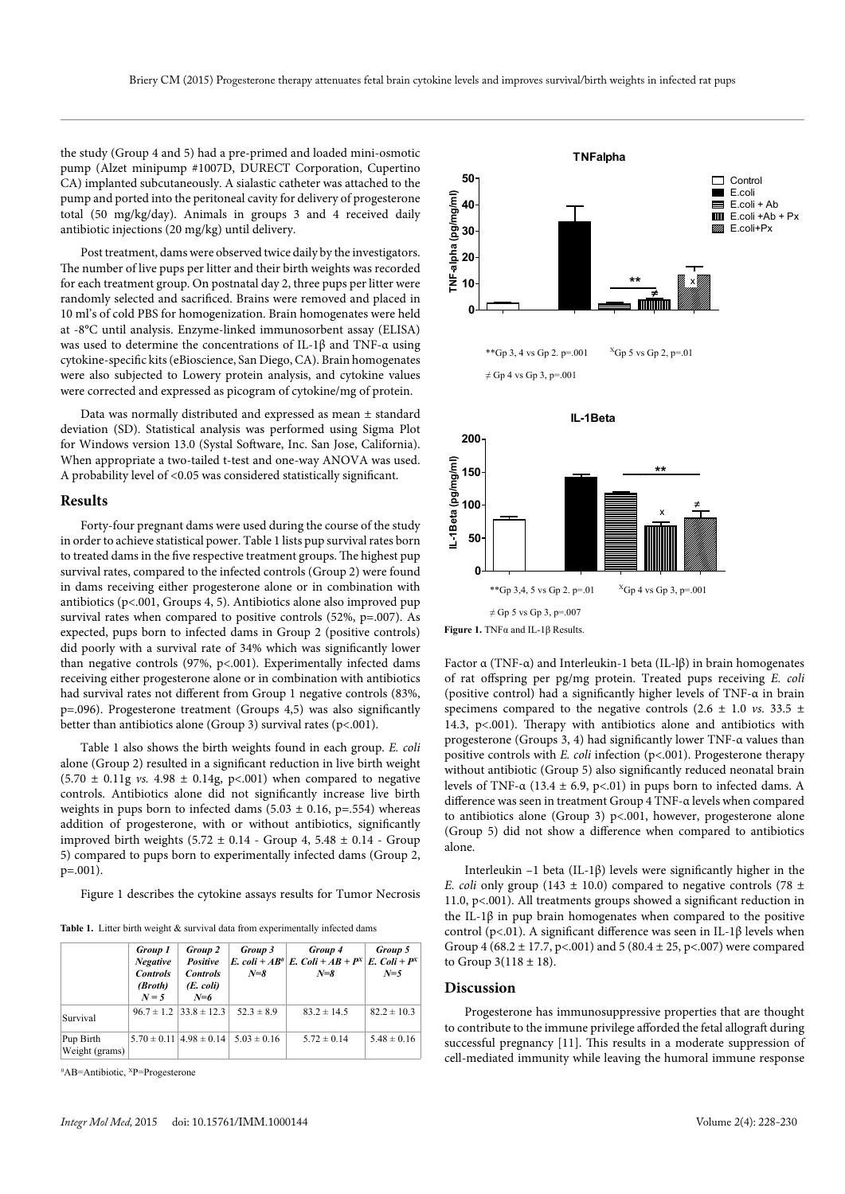the study (Group 4 and 5) had a pre-primed and loaded mini-osmotic pump (Alzet minipump #1007D, DURECT Corporation, Cupertino CA) implanted subcutaneously. A sialastic catheter was attached to the pump and ported into the peritoneal cavity for delivery of progesterone total (50 mg/kg/day). Animals in groups 3 and 4 received daily antibiotic injections (20 mg/kg) until delivery.

Post treatment, dams were observed twice daily by the investigators. The number of live pups per litter and their birth weights was recorded for each treatment group. On postnatal day 2, three pups per litter were randomly selected and sacrificed. Brains were removed and placed in 10 ml's of cold PBS for homogenization. Brain homogenates were held at -8°C until analysis. Enzyme-linked immunosorbent assay (ELISA) was used to determine the concentrations of IL-1β and TNF-α using cytokine-specific kits (eBioscience, San Diego, CA). Brain homogenates were also subjected to Lowery protein analysis, and cytokine values were corrected and expressed as picogram of cytokine/mg of protein.

Data was normally distributed and expressed as mean ± standard deviation (SD). Statistical analysis was performed using Sigma Plot for Windows version 13.0 (Systal Software, Inc. San Jose, California). When appropriate a two-tailed t-test and one-way ANOVA was used. A probability level of <0.05 was considered statistically significant.

## Results

Forty-four pregnant dams were used during the course of the study in order to achieve statistical power. Table 1 lists pup survival rates born to treated dams in the five respective treatment groups. The highest pup survival rates, compared to the infected controls (Group 2) were found in dams receiving either progesterone alone or in combination with antibiotics (p<.001, Groups 4, 5). Antibiotics alone also improved pup survival rates when compared to positive controls (52%, p=.007). As expected, pups born to infected dams in Group 2 (positive controls) did poorly with a survival rate of 34% which was significantly lower than negative controls (97%, p<.001). Experimentally infected dams receiving either progesterone alone or in combination with antibiotics had survival rates not different from Group 1 negative controls (83%, p=.096). Progesterone treatment (Groups 4,5) was also significantly better than antibiotics alone (Group 3) survival rates (p<.001).

Table 1 also shows the birth weights found in each group. *E. coli* alone (Group 2) resulted in a significant reduction in live birth weight (5.70 ± 0.11g *vs.* 4.98 ± 0.14g, p<.001) when compared to negative controls. Antibiotics alone did not significantly increase live birth weights in pups born to infected dams (5.03 ± 0.16, p=.554) whereas addition of progesterone, with or without antibiotics, significantly improved birth weights (5.72 ± 0.14 - Group 4, 5.48 ± 0.14 - Group 5) compared to pups born to experimentally infected dams (Group 2, p=.001).

Figure 1 describes the cytokine assays results for Tumor Necrosis Factor α (TNF-α) and Interleukin-1 beta (IL-lβ) in brain homogenates of rat offspring per pg/mg protein. Treated pups receiving *E. coli* (positive control) had a significantly higher levels of TNF-α in brain specimens compared to the negative controls (2.6 ± 1.0 *vs.* 33.5 ± 14.3, p<.001). Therapy with antibiotics alone and antibiotics with progesterone (Groups 3, 4) had significantly lower TNF-α values than positive controls with *E. coli* infection (p<.001). Progesterone therapy without antibiotic (Group 5) also significantly reduced neonatal brain levels of TNF-α (13.4 ± 6.9, p<.01) in pups born to infected dams. A difference was seen in treatment Group 4 TNF-α levels when compared to antibiotics alone (Group 3) p<.001, however, progesterone alone (Group 5) did not show a difference when compared to antibiotics alone.

Interleukin –1 beta (IL-1β) levels were significantly higher in the *E. coli* only group (143 ± 10.0) compared to negative controls (78 ± 11.0, p<.001). All treatments groups showed a significant reduction in the IL-1β in pup brain homogenates when compared to the positive control (p<.01). A significant difference was seen in IL-1β levels when Group 4 (68.2 ± 17.7, p<.001) and 5 (80.4 ± 25, p<.007) were compared to Group 3(118 ± 18).

**Table 1.** Litter birth weight & survival data from experimentally infected dams

| | *Group 1 Negative Controls (Broth) N = 5* | *Group 2 Positive Controls (E. coli) N=6* | *Group 3 E. coli + AB[θ] N=8* | *Group 4 E. Coli + AB + P[x] N=8* | *Group 5 E. Coli + P[x] N=5* |
|---|---|---|---|---|---|
| Survival | 96.7 ± 1.2 | 33.8 ± 12.3 | 52.3 ± 8.9 | 83.2 ± 14.5 | 82.2 ± 10.3 |
| Pup Birth Weight (grams) | 5.70 ± 0.11 | 4.98 ± 0.14 | 5.03 ± 0.16 | 5.72 ± 0.14 | 5.48 ± 0.16 |

[θ]AB=Antibiotic, [x]P=Progesterone

**TNFalpha**

**Gp 3, 4 vs Gp 2. p=.001 — [x]Gp 5 vs Gp 2, p=.01 — ≠ Gp 4 vs Gp 3, p=.001

**IL-1Beta**

**Gp 3,4, 5 vs Gp 2. p=.01 — [x]Gp 4 vs Gp 3, p=.001 — ≠ Gp 5 vs Gp 3, p=.007

**Figure 1.** TNFα and IL-1β Results.

## Discussion

Progesterone has immunosuppressive properties that are thought to contribute to the immune privilege afforded the fetal allograft during successful pregnancy [11]. This results in a moderate suppression of cell-mediated immunity while leaving the humoral immune response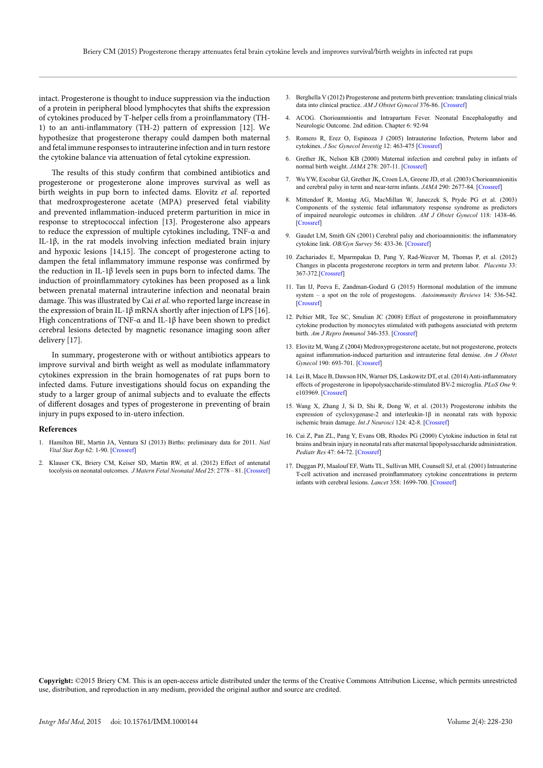intact. Progesterone is thought to induce suppression via the induction of a protein in peripheral blood lymphocytes that shifts the expression of cytokines produced by T-helper cells from a proinflammatory (TH-1) to an anti-inflammatory (TH-2) pattern of expression [12]. We hypothesize that progesterone therapy could dampen both maternal and fetal immune responses to intrauterine infection and in turn restore the cytokine balance via attenuation of fetal cytokine expression.

The results of this study confirm that combined antibiotics and progesterone or progesterone alone improves survival as well as birth weights in pup born to infected dams. Elovitz *et al.* reported that medroxprogesterone acetate (MPA) preserved fetal viability and prevented inflammation-induced preterm parturition in mice in response to streptococcal infection [13]. Progesterone also appears to reduce the expression of multiple cytokines including, TNF-α and IL-1β, in the rat models involving infection mediated brain injury and hypoxic lesions [14,15]. The concept of progesterone acting to dampen the fetal inflammatory immune response was confirmed by the reduction in IL-1β levels seen in pups born to infected dams. The induction of proinflammatory cytokines has been proposed as a link between prenatal maternal intrauterine infection and neonatal brain damage. This was illustrated by Cai *et al.* who reported large increase in the expression of brain IL-1β mRNA shortly after injection of LPS [16]. High concentrations of TNF-α and IL-1β have been shown to predict cerebral lesions detected by magnetic resonance imaging soon after delivery [17].

In summary, progesterone with or without antibiotics appears to improve survival and birth weight as well as modulate inflammatory cytokines expression in the brain homogenates of rat pups born to infected dams. Future investigations should focus on expanding the study to a larger group of animal subjects and to evaluate the effects of different dosages and types of progesterone in preventing of brain injury in pups exposed to in-utero infection.

## References

1. Hamilton BE, Martin JA, Ventura SJ (2013) Births: preliminary data for 2011. *Natl Vital Stat Rep* 62: 1-90. [Crossref]
2. Klauser CK, Briery CM, Keiser SD, Martin RW, et al. (2012) Effect of antenatal tocolysis on neonatal outcomes. *J Matern Fetal Neonatal Med* 25: 2778 – 81. [Crossref]
3. Berghella V (2012) Progesterone and preterm birth prevention: translating clinical trials data into clinical practice. *AM J Obstet Gynecol* 376-86. [Crossref]
4. ACOG. Chorioamniontis and Intrapartum Fever. Neonatal Encephalopathy and Neurologic Outcome. 2nd edition. Chapter 6: 92-94
5. Romero R, Erez O, Espinoza J (2005) Intrauterine Infection, Preterm labor and cytokines. *J Soc Gynecol Investig* 12: 463-475 [Crossref]
6. Grether JK, Nelson KB (2000) Maternal infection and cerebral palsy in infants of normal birth weight. *JAMA* 278: 207-11. [Crossref]
7. Wu YW, Escobar GJ, Grether JK, Croen LA, Greene JD, et al. (2003) Chorioamnionitis and cerebral palsy in term and near-term infants. *JAMA* 290: 2677-84. [Crossref]
8. Mittendorf R, Montag AG, MacMillan W, Janeczek S, Pryde PG et al. (2003) Components of the systemic fetal inflammatory response syndrome as predictors of impaired neurologic outcomes in children. *AM J Obstet Gynecol* 118: 1438-46. [Crossref]
9. Gaudet LM, Smith GN (2001) Cerebral palsy and chorioamnionitis: the inflammatory cytokine link. *OB/Gyn Survey* 56: 433-36. [Crossref]
10. Zachariades E, Mparmpakas D, Pang Y, Rad-Weaver M, Thomas P, et al. (2012) Changes in placenta progesterone receptors in term and preterm labor. *Placenta* 33: 367-372.[Crossref]
11. Tan IJ, Peeva E, Zandman-Godard G (2015) Hormonal modulation of the immune system – a spot on the role of progestogens. *Autoimmunity Reviews* 14: 536-542. [Crossref]
12. Peltier MR, Tee SC, Smulian JC (2008) Effect of progesterone in proinflammatory cytokine production by monocytes stimulated with pathogens associated with preterm birth. *Am J Repro Immunol* 346-353. [Crossref]
13. Elovitz M, Wang Z (2004) Medroxyprogesterone acetate, but not progesterone, protects against inflammation-induced parturition and intrauterine fetal demise. *Am J Obstet Gynecol* 190: 693-701. [Crossref]
14. Lei B, Mace B, Dawson HN, Warner DS, Laskowitz DT, et al. (2014) Anti-inflammatory effects of progesterone in lipopolysaccharide-stimulated BV-2 microglia. *PLoS One* 9: e103969. [Crossref]
15. Wang X, Zhang J, Si D, Shi R, Dong W, et al. (2013) Progesterone inhibits the expression of cycloxygenase-2 and interleukin-1β in neonatal rats with hypoxic ischemic brain damage. *Int J Neurosci* 124: 42-8. [Crossref]
16. Cai Z, Pan ZL, Pang Y, Evans OB, Rhodes PG (2000) Cytokine induction in fetal rat brains and brain injury in neonatal rats after maternal lipopolysaccharide administration. *Pediatr Res* 47: 64-72. [Crossref]
17. Duggan PJ, Maalouf EF, Watts TL, Sullivan MH, Counsell SJ, et al. (2001) Intrauterine T-cell activation and increased proinflammatory cytokine concentrations in preterm infants with cerebral lesions. *Lancet* 358: 1699-700. [Crossref]

**Copyright:** ©2015 Briery CM. This is an open-access article distributed under the terms of the Creative Commons Attribution License, which permits unrestricted use, distribution, and reproduction in any medium, provided the original author and source are credited.